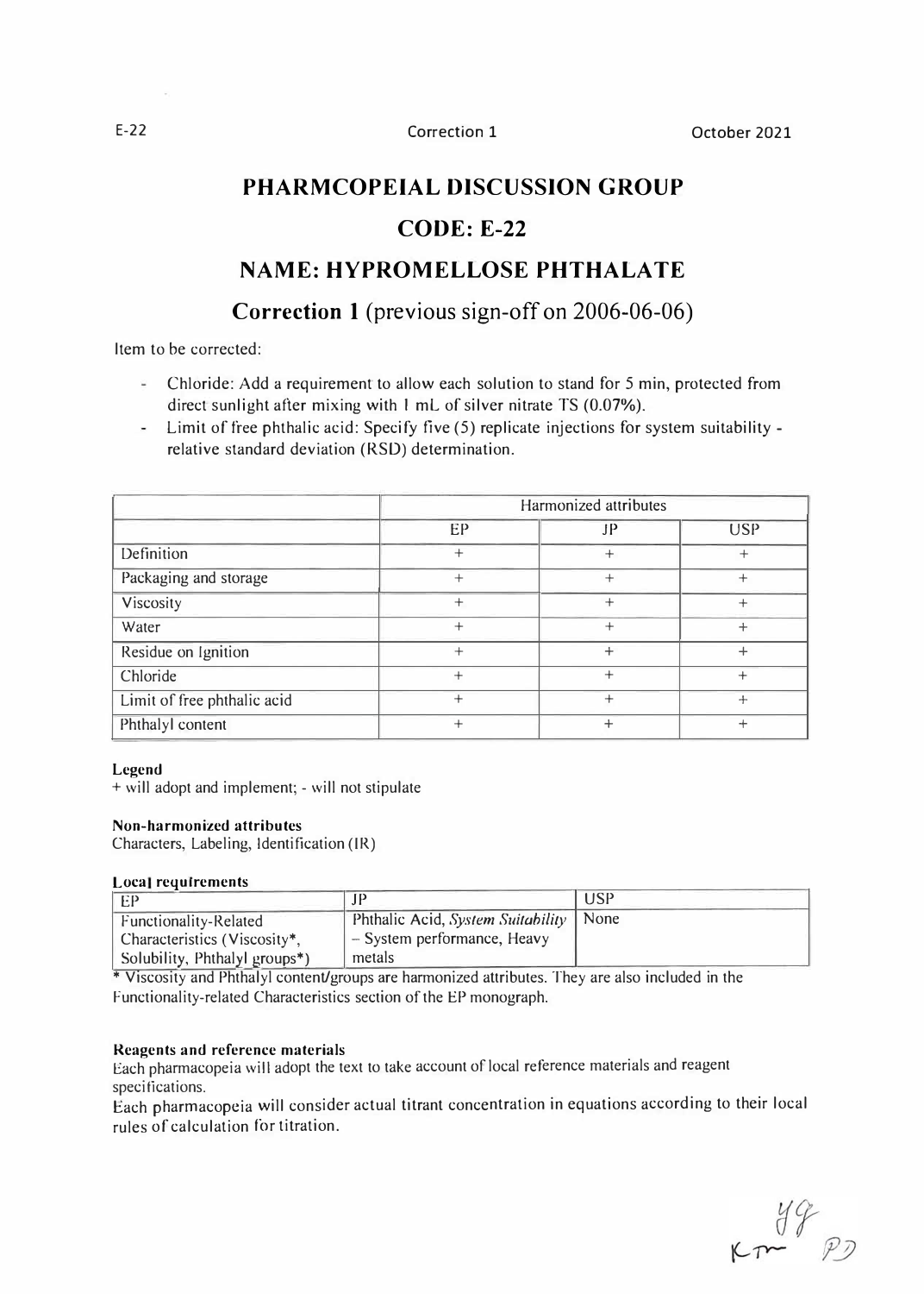E-22 Correction 1 October 2021

# PHARMCOPEIAL DISCUSSION GROUP

## CODE: E-22

## NAME: HYPROMELLOSE PHTHALATE

### Correction 1 (previous sign-off on 2006-06-06)

Item to be corrected:

- Chloride: Add a requirement to allow each solution to stand for 5 min, protected from direct sunlight after mixing with 1 mL of silver nitrate TS (0.07%).
- Limit of free phthalic acid: Specify five (5) replicate injections for system suitability - relative standard deviation (RSD) determination.

| | Harmonized attributes | | |
|---|---|---|---|
| | EP | JP | USP |
| Definition | + | + | + |
| Packaging and storage | + | + | + |
| Viscosity | + | + | + |
| Water | + | + | + |
| Residue on Ignition | + | + | + |
| Chloride | + | + | + |
| Limit of free phthalic acid | + | + | + |
| Phthalyl content | + | + | + |

**Legend**
+ will adopt and implement; - will not stipulate

**Non-harmonized attributes**
Characters, Labeling, Identification (IR)

**Local requirements**

| EP | JP | USP |
|---|---|---|
| Functionality-Related Characteristics (Viscosity*, Solubility, Phthalyl groups*) | Phthalic Acid, *System Suitability* – System performance, Heavy metals | None |

* Viscosity and Phthalyl content/groups are harmonized attributes. They are also included in the Functionality-related Characteristics section of the EP monograph.

**Reagents and reference materials**
Each pharmacopeia will adopt the text to take account of local reference materials and reagent specifications.
Each pharmacopeia will consider actual titrant concentration in equations according to their local rules of calculation for titration.

YG
KT PD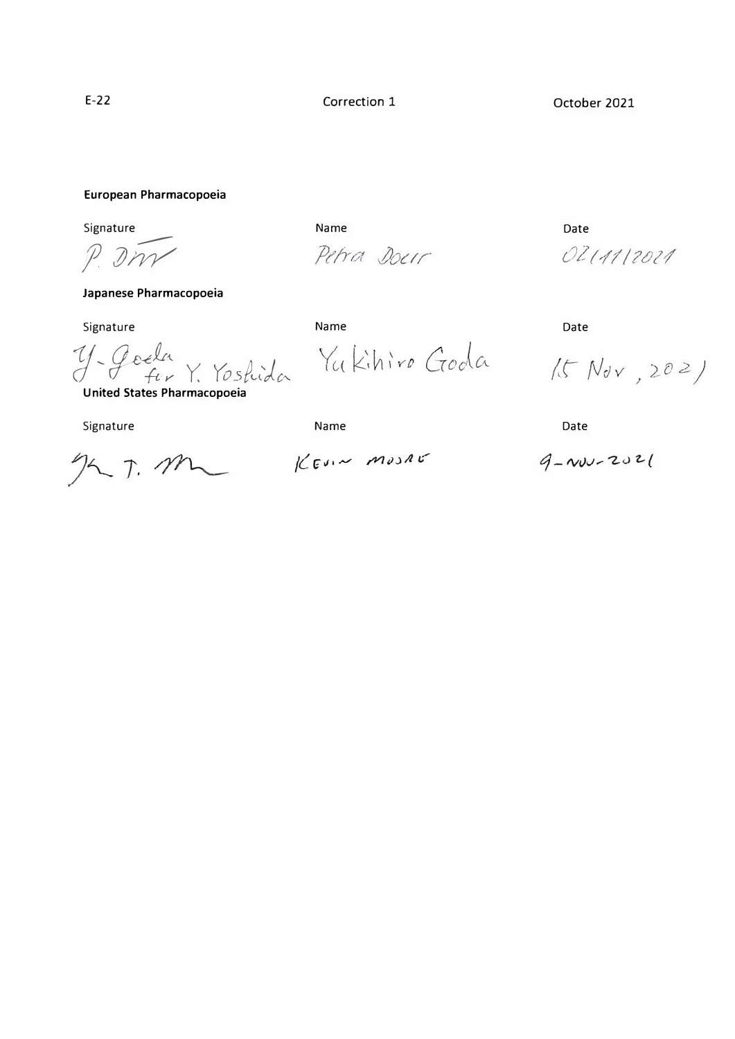E-22 Correction 1 October 2021

**European Pharmacopoeia**

| Signature | Name | Date |
| --- | --- | --- |
| P. Dörr | Petra Doerr | 02/11/2021 |

**Japanese Pharmacopoeia**

| Signature | Name | Date |
| --- | --- | --- |
| Y. Goda for Y. Yoshida | Yukihiro Goda | 15 Nov, 2021 |

**United States Pharmacopoeia**

| Signature | Name | Date |
| --- | --- | --- |
| K. T. M. | KEVIN MOORE | 9-NOV-2021 |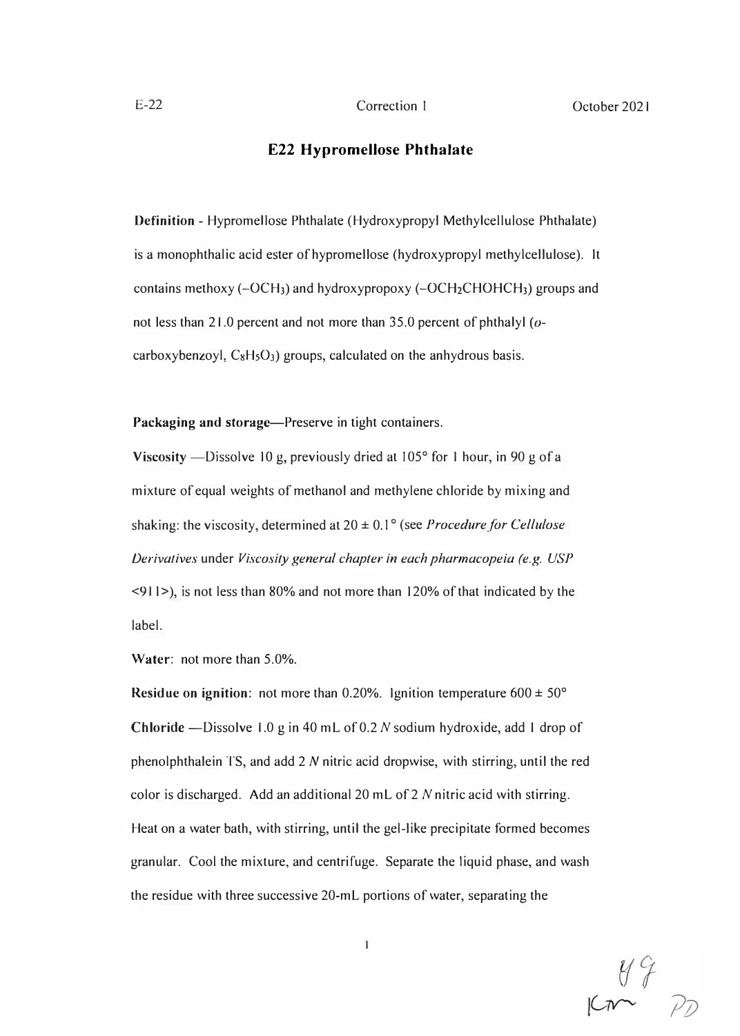## E22 Hypromellose Phthalate

**Definition** - Hypromellose Phthalate (Hydroxypropyl Methylcellulose Phthalate) is a monophthalic acid ester of hypromellose (hydroxypropyl methylcellulose). It contains methoxy ($-OCH_3$) and hydroxypropoxy ($-OCH_2CHOHCH_3$) groups and not less than 21.0 percent and not more than 35.0 percent of phthalyl (*o*-carboxybenzoyl, $C_8H_5O_3$) groups, calculated on the anhydrous basis.

**Packaging and storage**—Preserve in tight containers.

**Viscosity** —Dissolve 10 g, previously dried at 105° for 1 hour, in 90 g of a mixture of equal weights of methanol and methylene chloride by mixing and shaking: the viscosity, determined at 20 ± 0.1° (see *Procedure for Cellulose Derivatives* under *Viscosity general chapter in each pharmacopeia (e.g. USP <911>*), is not less than 80% and not more than 120% of that indicated by the label.

**Water**: not more than 5.0%.

**Residue on ignition**: not more than 0.20%. Ignition temperature 600 ± 50°

**Chloride** —Dissolve 1.0 g in 40 mL of 0.2 *N* sodium hydroxide, add 1 drop of phenolphthalein TS, and add 2 *N* nitric acid dropwise, with stirring, until the red color is discharged. Add an additional 20 mL of 2 *N* nitric acid with stirring. Heat on a water bath, with stirring, until the gel-like precipitate formed becomes granular. Cool the mixture, and centrifuge. Separate the liquid phase, and wash the residue with three successive 20-mL portions of water, separating the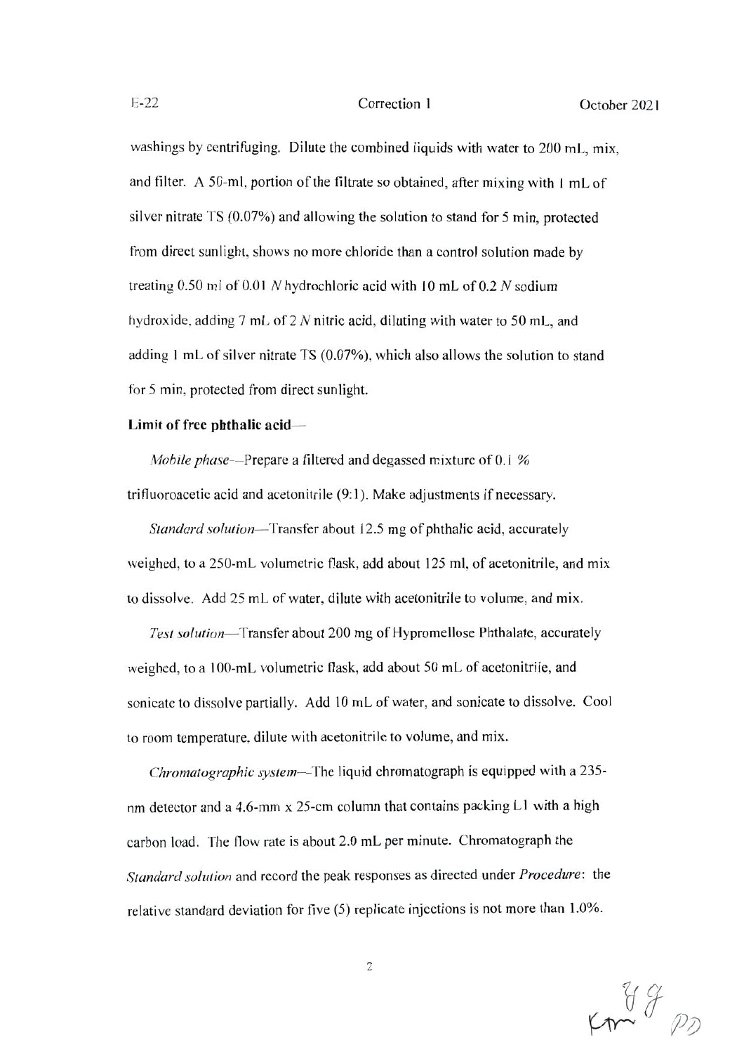washings by centrifuging. Dilute the combined liquids with water to 200 mL, mix, and filter. A 50-mL portion of the filtrate so obtained, after mixing with 1 mL of silver nitrate TS (0.07%) and allowing the solution to stand for 5 min, protected from direct sunlight, shows no more chloride than a control solution made by treating 0.50 mL of 0.01 *N* hydrochloric acid with 10 mL of 0.2 *N* sodium hydroxide, adding 7 mL of 2 *N* nitric acid, diluting with water to 50 mL, and adding 1 mL of silver nitrate TS (0.07%), which also allows the solution to stand for 5 min, protected from direct sunlight.

**Limit of free phthalic acid**—

*Mobile phase*—Prepare a filtered and degassed mixture of 0.1 % trifluoroacetic acid and acetonitrile (9:1). Make adjustments if necessary.

*Standard solution*—Transfer about 12.5 mg of phthalic acid, accurately weighed, to a 250-mL volumetric flask, add about 125 mL of acetonitrile, and mix to dissolve. Add 25 mL of water, dilute with acetonitrile to volume, and mix.

*Test solution*—Transfer about 200 mg of Hypromellose Phthalate, accurately weighed, to a 100-mL volumetric flask, add about 50 mL of acetonitrile, and sonicate to dissolve partially. Add 10 mL of water, and sonicate to dissolve. Cool to room temperature, dilute with acetonitrile to volume, and mix.

*Chromatographic system*—The liquid chromatograph is equipped with a 235-nm detector and a 4.6-mm x 25-cm column that contains packing L1 with a high carbon load. The flow rate is about 2.0 mL per minute. Chromatograph the *Standard solution* and record the peak responses as directed under *Procedure*: the relative standard deviation for five (5) replicate injections is not more than 1.0%.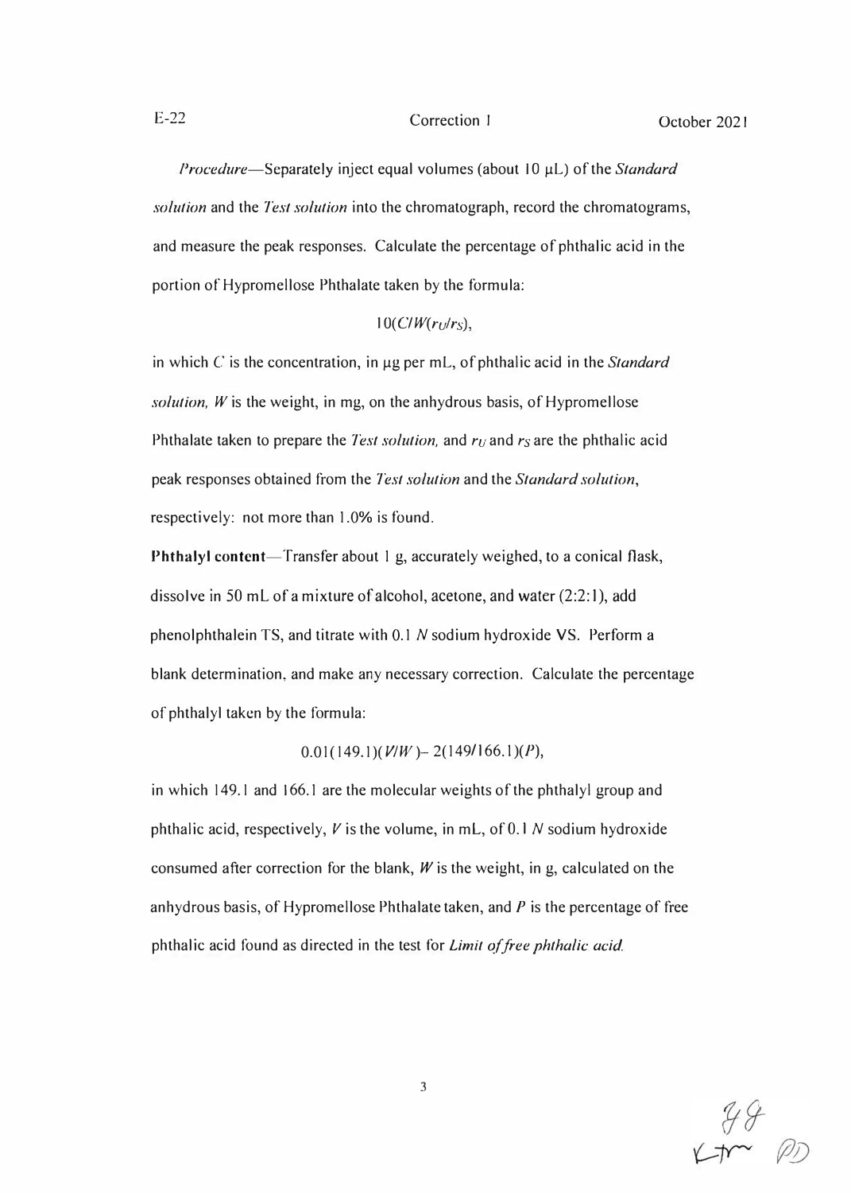*Procedure*—Separately inject equal volumes (about 10 µL) of the *Standard solution* and the *Test solution* into the chromatograph, record the chromatograms, and measure the peak responses. Calculate the percentage of phthalic acid in the portion of Hypromellose Phthalate taken by the formula:

$$10(C/W(r_U/r_S),$$

in which $C$ is the concentration, in µg per mL, of phthalic acid in the *Standard solution*, $W$ is the weight, in mg, on the anhydrous basis, of Hypromellose Phthalate taken to prepare the *Test solution*, and $r_U$ and $r_S$ are the phthalic acid peak responses obtained from the *Test solution* and the *Standard solution*, respectively: not more than 1.0% is found.

**Phthalyl content**—Transfer about 1 g, accurately weighed, to a conical flask, dissolve in 50 mL of a mixture of alcohol, acetone, and water (2:2:1), add phenolphthalein TS, and titrate with 0.1 *N* sodium hydroxide VS. Perform a blank determination, and make any necessary correction. Calculate the percentage of phthalyl taken by the formula:

$$0.01(149.1)(V/W) - 2(149/166.1)(P),$$

in which 149.1 and 166.1 are the molecular weights of the phthalyl group and phthalic acid, respectively, $V$ is the volume, in mL, of 0.1 *N* sodium hydroxide consumed after correction for the blank, $W$ is the weight, in g, calculated on the anhydrous basis, of Hypromellose Phthalate taken, and $P$ is the percentage of free phthalic acid found as directed in the test for *Limit of free phthalic acid*.